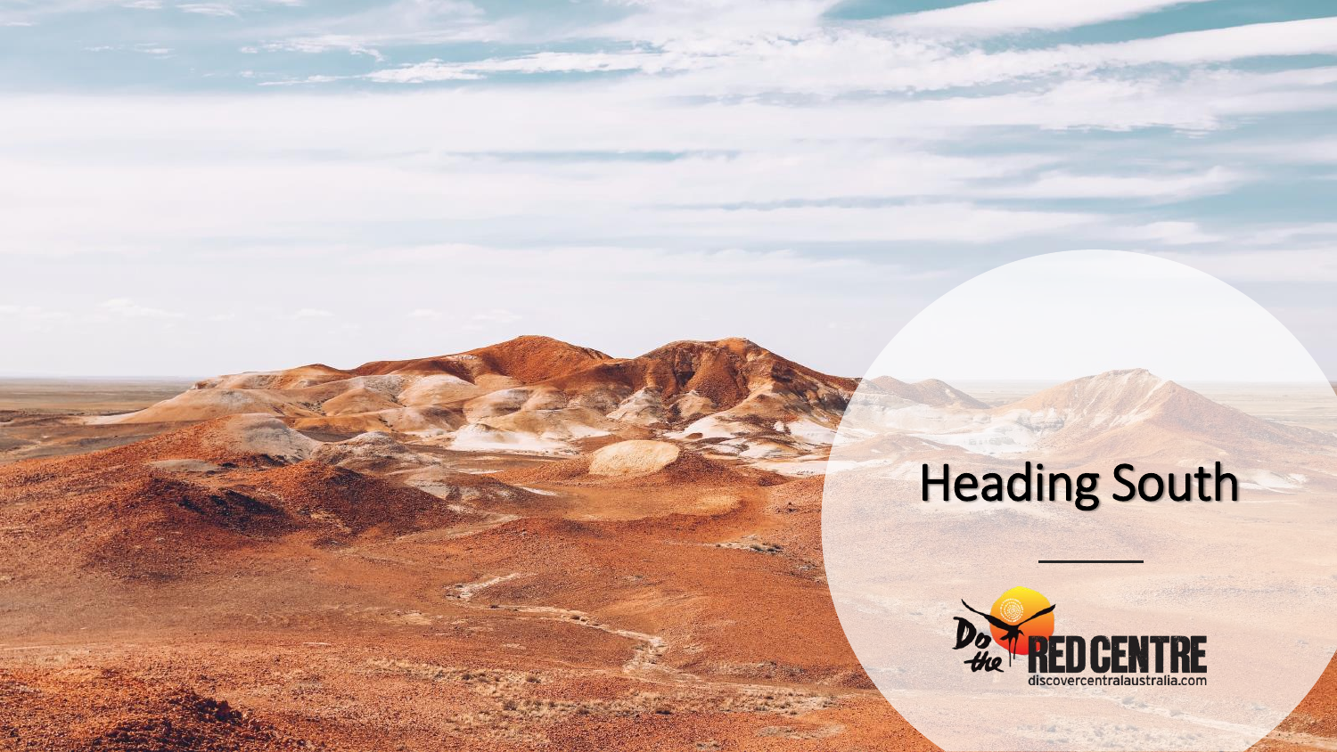# Heading South

Do the RED CENTRE

discovercentralaustralia.com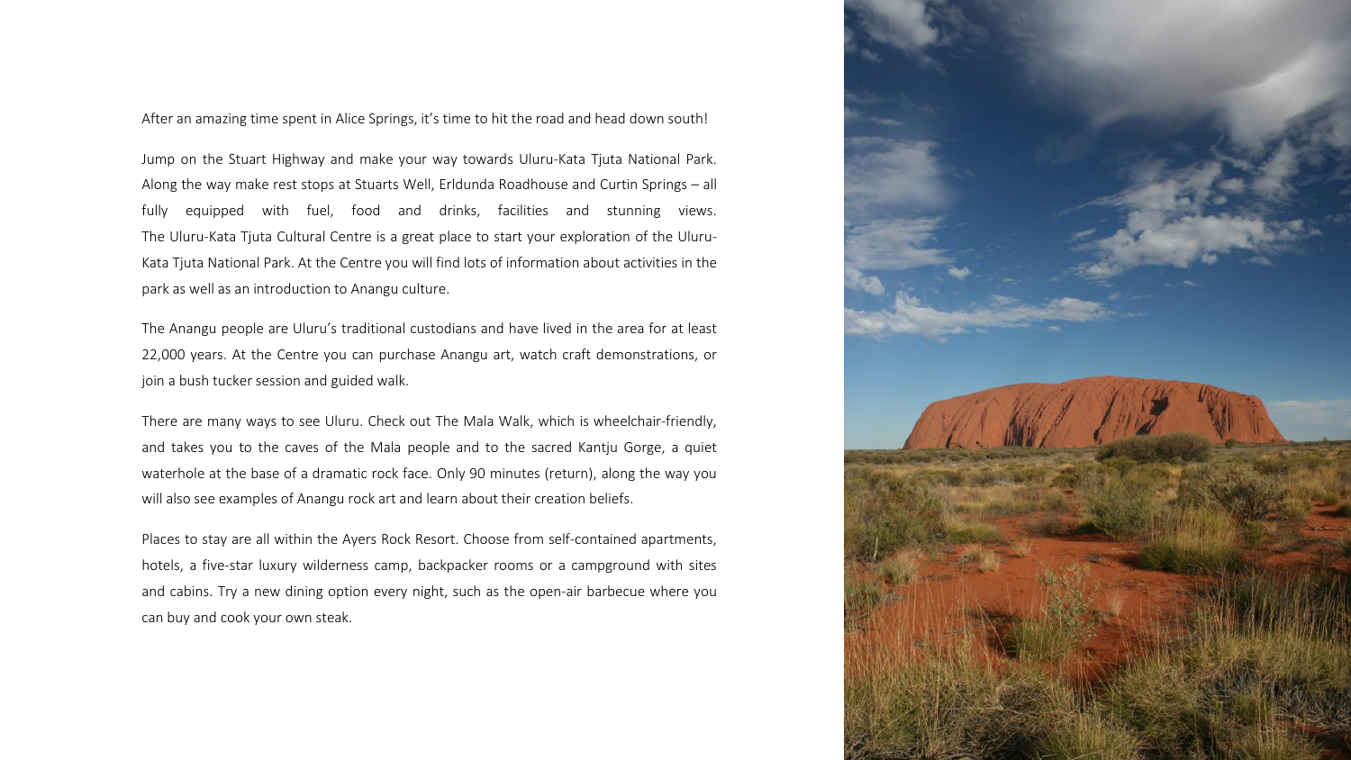After an amazing time spent in Alice Springs, it's time to hit the road and head down south!

Jump on the Stuart Highway and make your way towards Uluru-Kata Tjuta National Park. Along the way make rest stops at Stuarts Well, Erldunda Roadhouse and Curtin Springs – all fully equipped with fuel, food and drinks, facilities and stunning views. The Uluru-Kata Tjuta Cultural Centre is a great place to start your exploration of the Uluru-Kata Tjuta National Park. At the Centre you will find lots of information about activities in the park as well as an introduction to Anangu culture.

The Anangu people are Uluru's traditional custodians and have lived in the area for at least 22,000 years. At the Centre you can purchase Anangu art, watch craft demonstrations, or join a bush tucker session and guided walk.

There are many ways to see Uluru. Check out The Mala Walk, which is wheelchair-friendly, and takes you to the caves of the Mala people and to the sacred Kantju Gorge, a quiet waterhole at the base of a dramatic rock face. Only 90 minutes (return), along the way you will also see examples of Anangu rock art and learn about their creation beliefs.

Places to stay are all within the Ayers Rock Resort. Choose from self-contained apartments, hotels, a five-star luxury wilderness camp, backpacker rooms or a campground with sites and cabins. Try a new dining option every night, such as the open-air barbecue where you can buy and cook your own steak.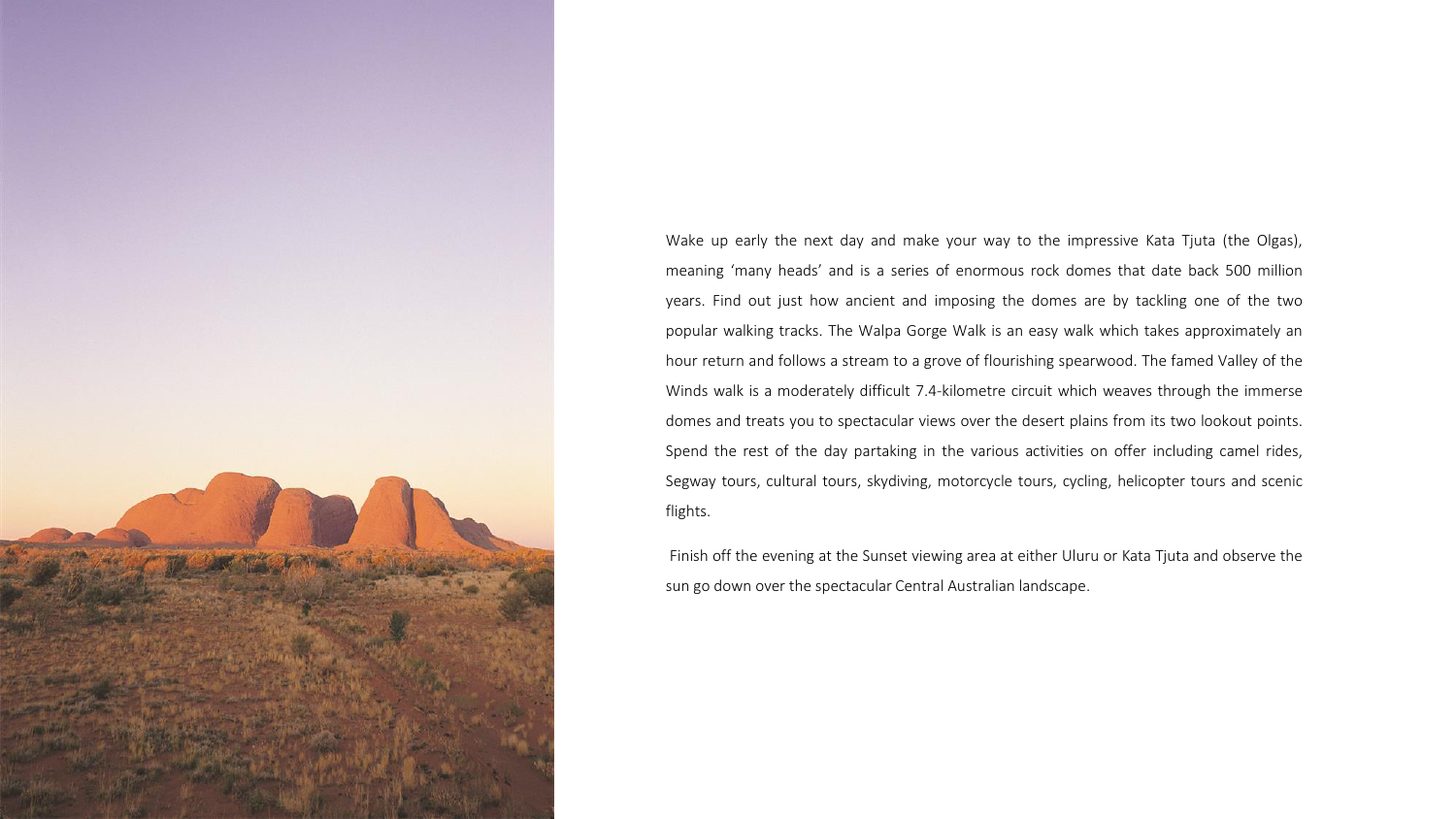Wake up early the next day and make your way to the impressive Kata Tjuta (the Olgas), meaning 'many heads' and is a series of enormous rock domes that date back 500 million years. Find out just how ancient and imposing the domes are by tackling one of the two popular walking tracks. The Walpa Gorge Walk is an easy walk which takes approximately an hour return and follows a stream to a grove of flourishing spearwood. The famed Valley of the Winds walk is a moderately difficult 7.4-kilometre circuit which weaves through the immerse domes and treats you to spectacular views over the desert plains from its two lookout points. Spend the rest of the day partaking in the various activities on offer including camel rides, Segway tours, cultural tours, skydiving, motorcycle tours, cycling, helicopter tours and scenic flights.

Finish off the evening at the Sunset viewing area at either Uluru or Kata Tjuta and observe the sun go down over the spectacular Central Australian landscape.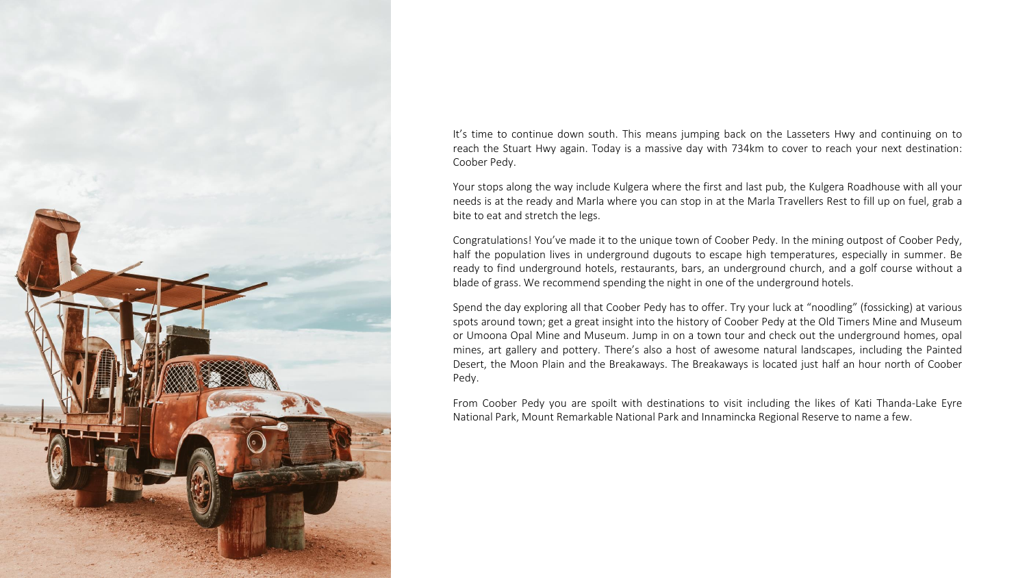It's time to continue down south. This means jumping back on the Lasseters Hwy and continuing on to reach the Stuart Hwy again. Today is a massive day with 734km to cover to reach your next destination: Coober Pedy.

Your stops along the way include Kulgera where the first and last pub, the Kulgera Roadhouse with all your needs is at the ready and Marla where you can stop in at the Marla Travellers Rest to fill up on fuel, grab a bite to eat and stretch the legs.

Congratulations! You've made it to the unique town of Coober Pedy. In the mining outpost of Coober Pedy, half the population lives in underground dugouts to escape high temperatures, especially in summer. Be ready to find underground hotels, restaurants, bars, an underground church, and a golf course without a blade of grass. We recommend spending the night in one of the underground hotels.

Spend the day exploring all that Coober Pedy has to offer. Try your luck at "noodling" (fossicking) at various spots around town; get a great insight into the history of Coober Pedy at the Old Timers Mine and Museum or Umoona Opal Mine and Museum. Jump in on a town tour and check out the underground homes, opal mines, art gallery and pottery. There's also a host of awesome natural landscapes, including the Painted Desert, the Moon Plain and the Breakaways. The Breakaways is located just half an hour north of Coober Pedy.

From Coober Pedy you are spoilt with destinations to visit including the likes of Kati Thanda-Lake Eyre National Park, Mount Remarkable National Park and Innamincka Regional Reserve to name a few.